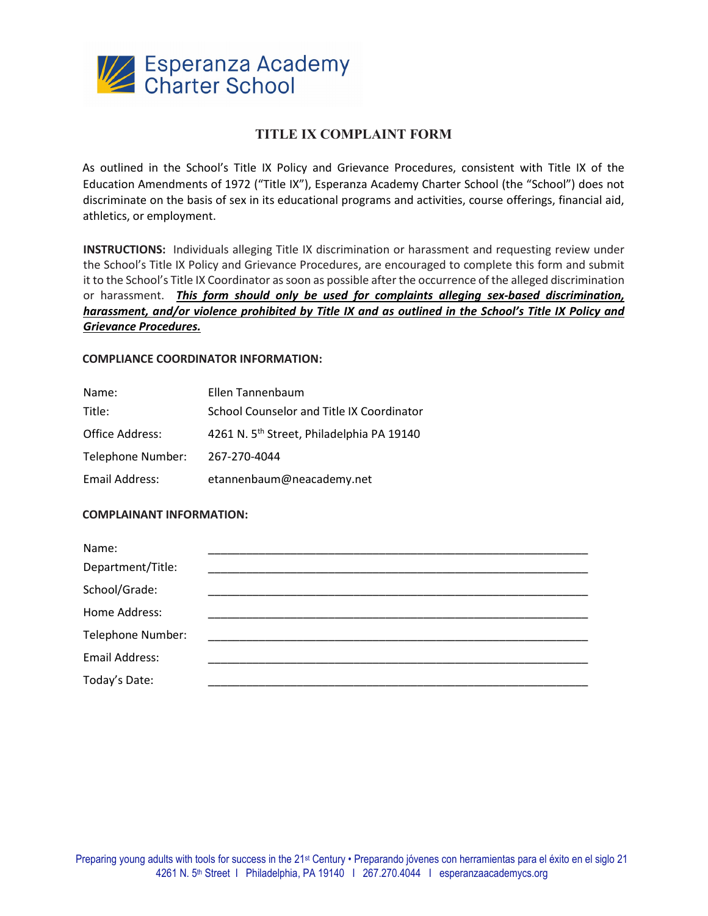Esperanza Academy Charter School

# TITLE IX COMPLAINT FORM

As outlined in the School's Title IX Policy and Grievance Procedures, consistent with Title IX of the Education Amendments of 1972 ("Title IX"), Esperanza Academy Charter School (the "School") does not discriminate on the basis of sex in its educational programs and activities, course offerings, financial aid, athletics, or employment.

**INSTRUCTIONS:** Individuals alleging Title IX discrimination or harassment and requesting review under the School's Title IX Policy and Grievance Procedures, are encouraged to complete this form and submit it to the School's Title IX Coordinator as soon as possible after the occurrence of the alleged discrimination or harassment. ***This form should only be used for complaints alleging sex-based discrimination, harassment, and/or violence prohibited by Title IX and as outlined in the School's Title IX Policy and Grievance Procedures.***

**COMPLIANCE COORDINATOR INFORMATION:**

| | |
|---|---|
| Name: | Ellen Tannenbaum |
| Title: | School Counselor and Title IX Coordinator |
| Office Address: | 4261 N. 5th Street, Philadelphia PA 19140 |
| Telephone Number: | 267-270-4044 |
| Email Address: | etannenbaum@neacademy.net |

**COMPLAINANT INFORMATION:**

| | |
|---|---|
| Name: | ______________________________ |
| Department/Title: | ______________________________ |
| School/Grade: | ______________________________ |
| Home Address: | ______________________________ |
| Telephone Number: | ______________________________ |
| Email Address: | ______________________________ |
| Today's Date: | ______________________________ |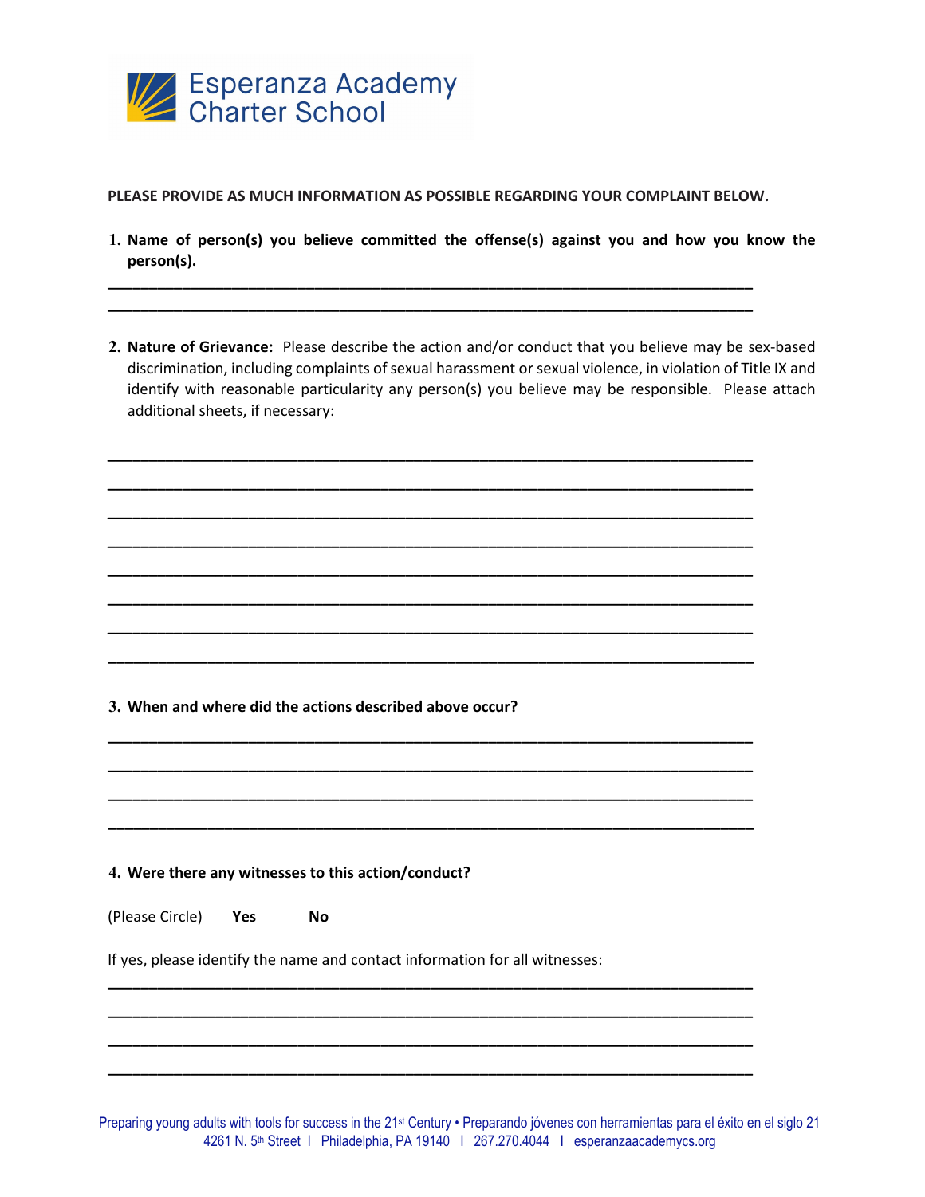Esperanza Academy Charter School

**PLEASE PROVIDE AS MUCH INFORMATION AS POSSIBLE REGARDING YOUR COMPLAINT BELOW.**

1. **Name of person(s) you believe committed the offense(s) against you and how you know the person(s).**

_______________________________________________________________________________
_______________________________________________________________________________

2. **Nature of Grievance:** Please describe the action and/or conduct that you believe may be sex-based discrimination, including complaints of sexual harassment or sexual violence, in violation of Title IX and identify with reasonable particularity any person(s) you believe may be responsible. Please attach additional sheets, if necessary:

_______________________________________________________________________________
_______________________________________________________________________________
_______________________________________________________________________________
_______________________________________________________________________________
_______________________________________________________________________________
_______________________________________________________________________________
_______________________________________________________________________________
_______________________________________________________________________________

3. **When and where did the actions described above occur?**

_______________________________________________________________________________
_______________________________________________________________________________
_______________________________________________________________________________
_______________________________________________________________________________

4. **Were there any witnesses to this action/conduct?**

(Please Circle) **Yes** **No**

If yes, please identify the name and contact information for all witnesses:

_______________________________________________________________________________
_______________________________________________________________________________
_______________________________________________________________________________
_______________________________________________________________________________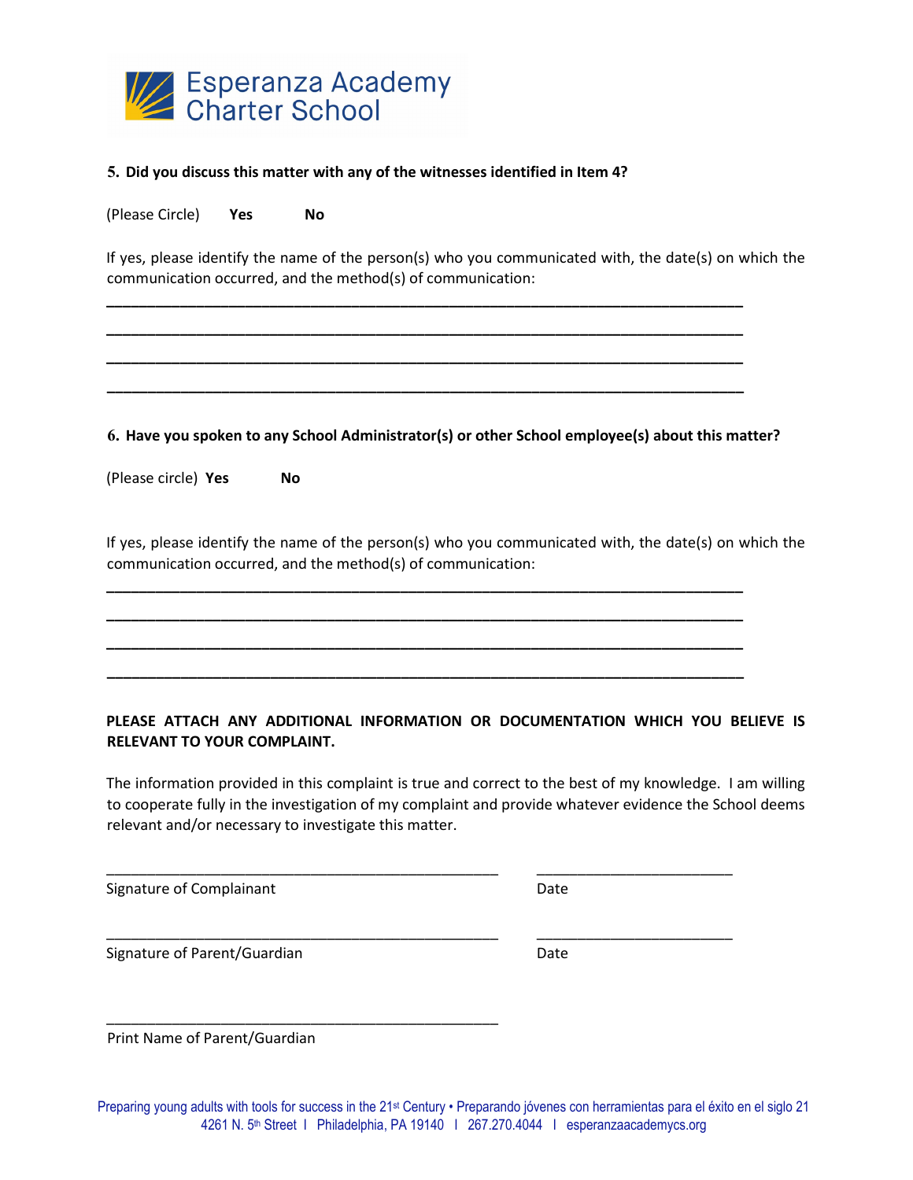**5. Did you discuss this matter with any of the witnesses identified in Item 4?**

(Please Circle) **Yes** **No**

If yes, please identify the name of the person(s) who you communicated with, the date(s) on which the communication occurred, and the method(s) of communication:

______________________________________________________________________________

______________________________________________________________________________

______________________________________________________________________________

______________________________________________________________________________

**6. Have you spoken to any School Administrator(s) or other School employee(s) about this matter?**

(Please circle) **Yes** **No**

If yes, please identify the name of the person(s) who you communicated with, the date(s) on which the communication occurred, and the method(s) of communication:

______________________________________________________________________________

______________________________________________________________________________

______________________________________________________________________________

______________________________________________________________________________

**PLEASE ATTACH ANY ADDITIONAL INFORMATION OR DOCUMENTATION WHICH YOU BELIEVE IS RELEVANT TO YOUR COMPLAINT.**

The information provided in this complaint is true and correct to the best of my knowledge. I am willing to cooperate fully in the investigation of my complaint and provide whatever evidence the School deems relevant and/or necessary to investigate this matter.

_______________________________________________ _______________________

Signature of Complainant Date

_______________________________________________ _______________________

Signature of Parent/Guardian Date

_______________________________________________

Print Name of Parent/Guardian